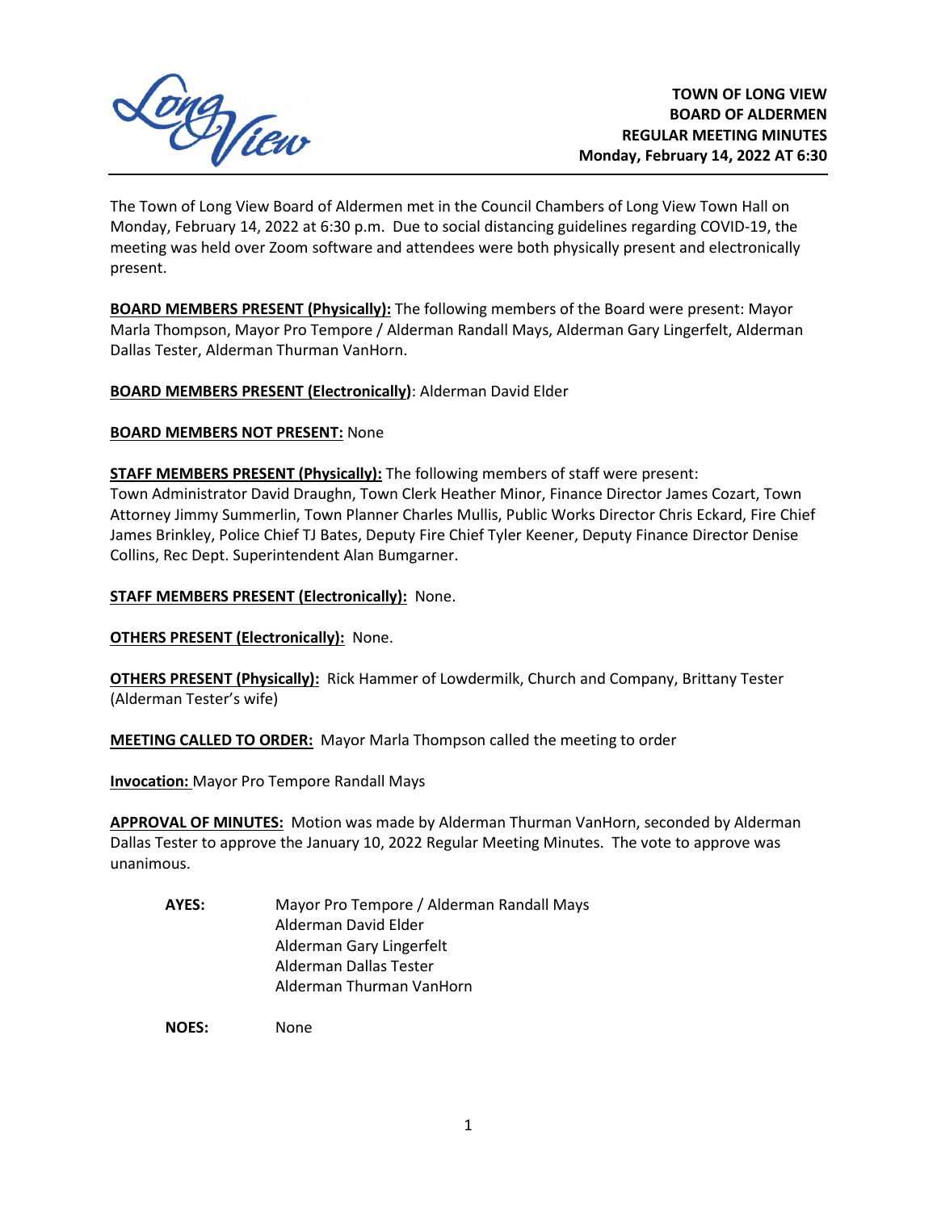**TOWN OF LONG VIEW**
**BOARD OF ALDERMEN**
**REGULAR MEETING MINUTES**
**Monday, February 14, 2022 AT 6:30**

The Town of Long View Board of Aldermen met in the Council Chambers of Long View Town Hall on Monday, February 14, 2022 at 6:30 p.m. Due to social distancing guidelines regarding COVID-19, the meeting was held over Zoom software and attendees were both physically present and electronically present.

**BOARD MEMBERS PRESENT (Physically):** The following members of the Board were present: Mayor Marla Thompson, Mayor Pro Tempore / Alderman Randall Mays, Alderman Gary Lingerfelt, Alderman Dallas Tester, Alderman Thurman VanHorn.

**BOARD MEMBERS PRESENT (Electronically)**: Alderman David Elder

**BOARD MEMBERS NOT PRESENT:** None

**STAFF MEMBERS PRESENT (Physically):** The following members of staff were present: Town Administrator David Draughn, Town Clerk Heather Minor, Finance Director James Cozart, Town Attorney Jimmy Summerlin, Town Planner Charles Mullis, Public Works Director Chris Eckard, Fire Chief James Brinkley, Police Chief TJ Bates, Deputy Fire Chief Tyler Keener, Deputy Finance Director Denise Collins, Rec Dept. Superintendent Alan Bumgarner.

**STAFF MEMBERS PRESENT (Electronically):** None.

**OTHERS PRESENT (Electronically):** None.

**OTHERS PRESENT (Physically):** Rick Hammer of Lowdermilk, Church and Company, Brittany Tester (Alderman Tester's wife)

**MEETING CALLED TO ORDER:** Mayor Marla Thompson called the meeting to order

**Invocation:** Mayor Pro Tempore Randall Mays

**APPROVAL OF MINUTES:** Motion was made by Alderman Thurman VanHorn, seconded by Alderman Dallas Tester to approve the January 10, 2022 Regular Meeting Minutes. The vote to approve was unanimous.

**AYES:** Mayor Pro Tempore / Alderman Randall Mays
Alderman David Elder
Alderman Gary Lingerfelt
Alderman Dallas Tester
Alderman Thurman VanHorn

**NOES:** None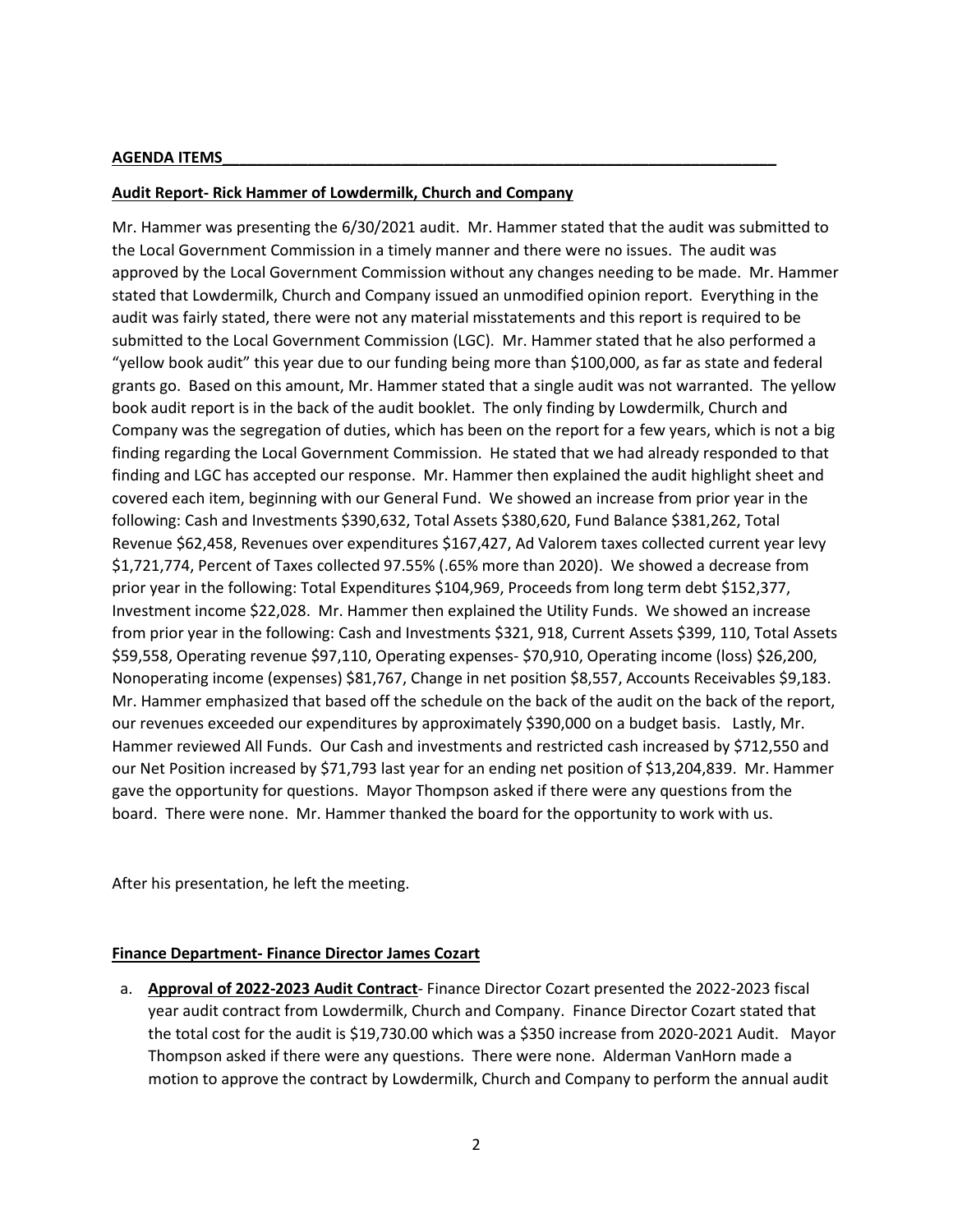**AGENDA ITEMS**

**Audit Report- Rick Hammer of Lowdermilk, Church and Company**

Mr. Hammer was presenting the 6/30/2021 audit. Mr. Hammer stated that the audit was submitted to the Local Government Commission in a timely manner and there were no issues. The audit was approved by the Local Government Commission without any changes needing to be made. Mr. Hammer stated that Lowdermilk, Church and Company issued an unmodified opinion report. Everything in the audit was fairly stated, there were not any material misstatements and this report is required to be submitted to the Local Government Commission (LGC). Mr. Hammer stated that he also performed a "yellow book audit" this year due to our funding being more than $100,000, as far as state and federal grants go. Based on this amount, Mr. Hammer stated that a single audit was not warranted. The yellow book audit report is in the back of the audit booklet. The only finding by Lowdermilk, Church and Company was the segregation of duties, which has been on the report for a few years, which is not a big finding regarding the Local Government Commission. He stated that we had already responded to that finding and LGC has accepted our response. Mr. Hammer then explained the audit highlight sheet and covered each item, beginning with our General Fund. We showed an increase from prior year in the following: Cash and Investments $390,632, Total Assets $380,620, Fund Balance $381,262, Total Revenue $62,458, Revenues over expenditures $167,427, Ad Valorem taxes collected current year levy $1,721,774, Percent of Taxes collected 97.55% (.65% more than 2020). We showed a decrease from prior year in the following: Total Expenditures $104,969, Proceeds from long term debt $152,377, Investment income $22,028. Mr. Hammer then explained the Utility Funds. We showed an increase from prior year in the following: Cash and Investments $321, 918, Current Assets $399, 110, Total Assets $59,558, Operating revenue $97,110, Operating expenses- $70,910, Operating income (loss) $26,200, Nonoperating income (expenses) $81,767, Change in net position $8,557, Accounts Receivables $9,183. Mr. Hammer emphasized that based off the schedule on the back of the audit on the back of the report, our revenues exceeded our expenditures by approximately $390,000 on a budget basis. Lastly, Mr. Hammer reviewed All Funds. Our Cash and investments and restricted cash increased by $712,550 and our Net Position increased by $71,793 last year for an ending net position of $13,204,839. Mr. Hammer gave the opportunity for questions. Mayor Thompson asked if there were any questions from the board. There were none. Mr. Hammer thanked the board for the opportunity to work with us.

After his presentation, he left the meeting.

**Finance Department- Finance Director James Cozart**

a. **Approval of 2022-2023 Audit Contract**- Finance Director Cozart presented the 2022-2023 fiscal year audit contract from Lowdermilk, Church and Company. Finance Director Cozart stated that the total cost for the audit is $19,730.00 which was a $350 increase from 2020-2021 Audit. Mayor Thompson asked if there were any questions. There were none. Alderman VanHorn made a motion to approve the contract by Lowdermilk, Church and Company to perform the annual audit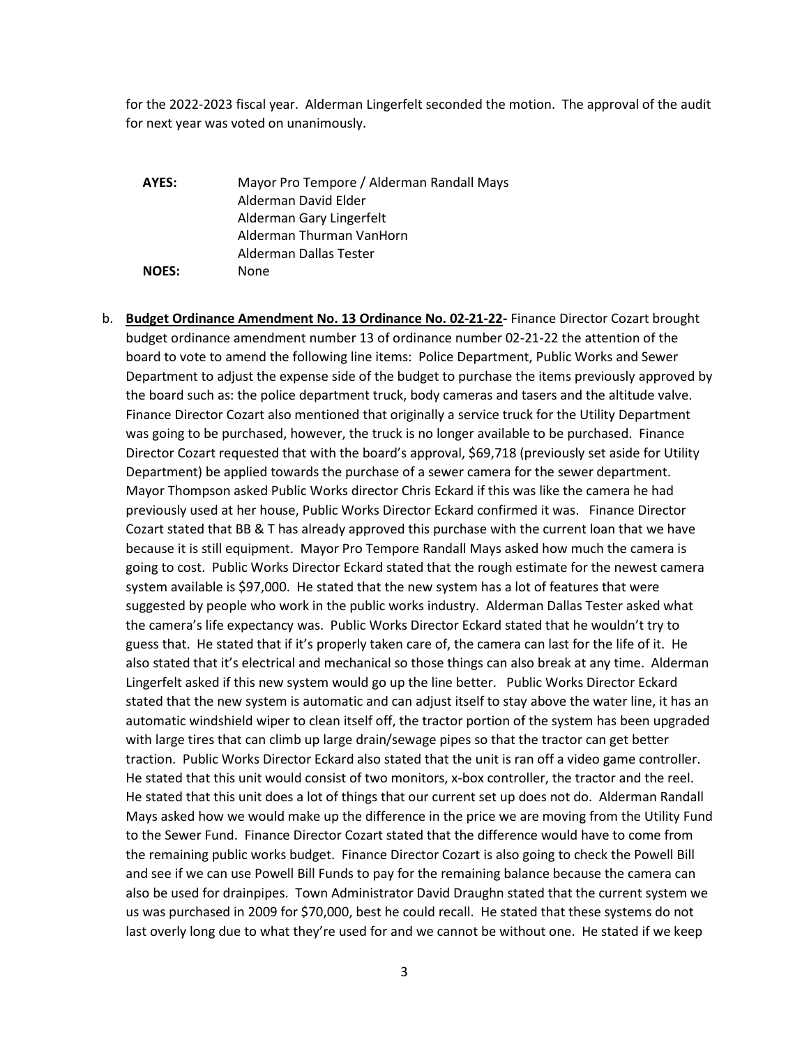for the 2022-2023 fiscal year. Alderman Lingerfelt seconded the motion. The approval of the audit for next year was voted on unanimously.

| | |
|---|---|
| **AYES:** | Mayor Pro Tempore / Alderman Randall Mays |
| | Alderman David Elder |
| | Alderman Gary Lingerfelt |
| | Alderman Thurman VanHorn |
| | Alderman Dallas Tester |
| **NOES:** | None |

b. **Budget Ordinance Amendment No. 13 Ordinance No. 02-21-22-** Finance Director Cozart brought budget ordinance amendment number 13 of ordinance number 02-21-22 the attention of the board to vote to amend the following line items: Police Department, Public Works and Sewer Department to adjust the expense side of the budget to purchase the items previously approved by the board such as: the police department truck, body cameras and tasers and the altitude valve. Finance Director Cozart also mentioned that originally a service truck for the Utility Department was going to be purchased, however, the truck is no longer available to be purchased. Finance Director Cozart requested that with the board's approval, $69,718 (previously set aside for Utility Department) be applied towards the purchase of a sewer camera for the sewer department. Mayor Thompson asked Public Works director Chris Eckard if this was like the camera he had previously used at her house, Public Works Director Eckard confirmed it was. Finance Director Cozart stated that BB & T has already approved this purchase with the current loan that we have because it is still equipment. Mayor Pro Tempore Randall Mays asked how much the camera is going to cost. Public Works Director Eckard stated that the rough estimate for the newest camera system available is $97,000. He stated that the new system has a lot of features that were suggested by people who work in the public works industry. Alderman Dallas Tester asked what the camera's life expectancy was. Public Works Director Eckard stated that he wouldn't try to guess that. He stated that if it's properly taken care of, the camera can last for the life of it. He also stated that it's electrical and mechanical so those things can also break at any time. Alderman Lingerfelt asked if this new system would go up the line better. Public Works Director Eckard stated that the new system is automatic and can adjust itself to stay above the water line, it has an automatic windshield wiper to clean itself off, the tractor portion of the system has been upgraded with large tires that can climb up large drain/sewage pipes so that the tractor can get better traction. Public Works Director Eckard also stated that the unit is ran off a video game controller. He stated that this unit would consist of two monitors, x-box controller, the tractor and the reel. He stated that this unit does a lot of things that our current set up does not do. Alderman Randall Mays asked how we would make up the difference in the price we are moving from the Utility Fund to the Sewer Fund. Finance Director Cozart stated that the difference would have to come from the remaining public works budget. Finance Director Cozart is also going to check the Powell Bill and see if we can use Powell Bill Funds to pay for the remaining balance because the camera can also be used for drainpipes. Town Administrator David Draughn stated that the current system we us was purchased in 2009 for $70,000, best he could recall. He stated that these systems do not last overly long due to what they're used for and we cannot be without one. He stated if we keep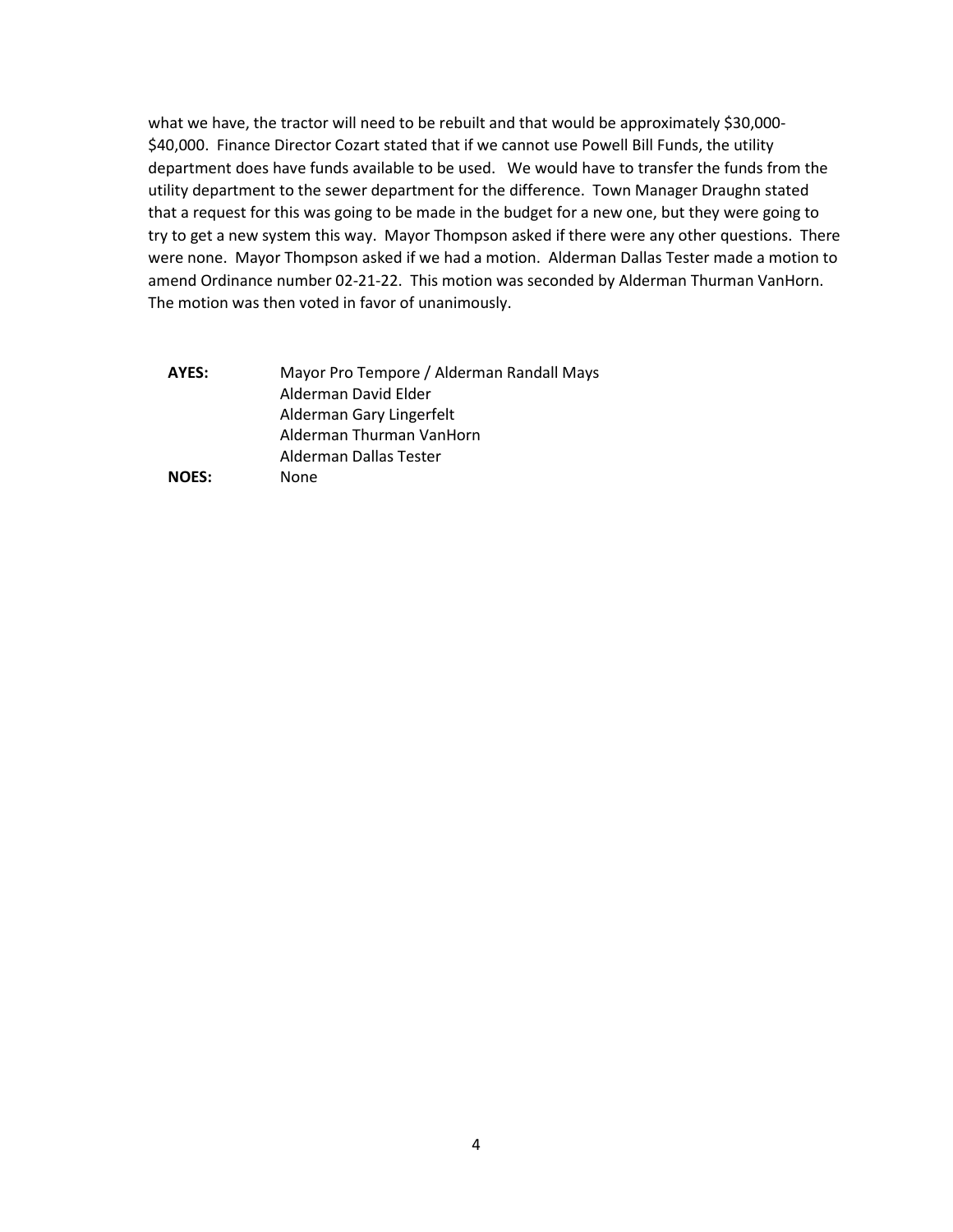what we have, the tractor will need to be rebuilt and that would be approximately $30,000-$40,000. Finance Director Cozart stated that if we cannot use Powell Bill Funds, the utility department does have funds available to be used. We would have to transfer the funds from the utility department to the sewer department for the difference. Town Manager Draughn stated that a request for this was going to be made in the budget for a new one, but they were going to try to get a new system this way. Mayor Thompson asked if there were any other questions. There were none. Mayor Thompson asked if we had a motion. Alderman Dallas Tester made a motion to amend Ordinance number 02-21-22. This motion was seconded by Alderman Thurman VanHorn. The motion was then voted in favor of unanimously.

| | |
|---|---|
| **AYES:** | Mayor Pro Tempore / Alderman Randall Mays |
| | Alderman David Elder |
| | Alderman Gary Lingerfelt |
| | Alderman Thurman VanHorn |
| | Alderman Dallas Tester |
| **NOES:** | None |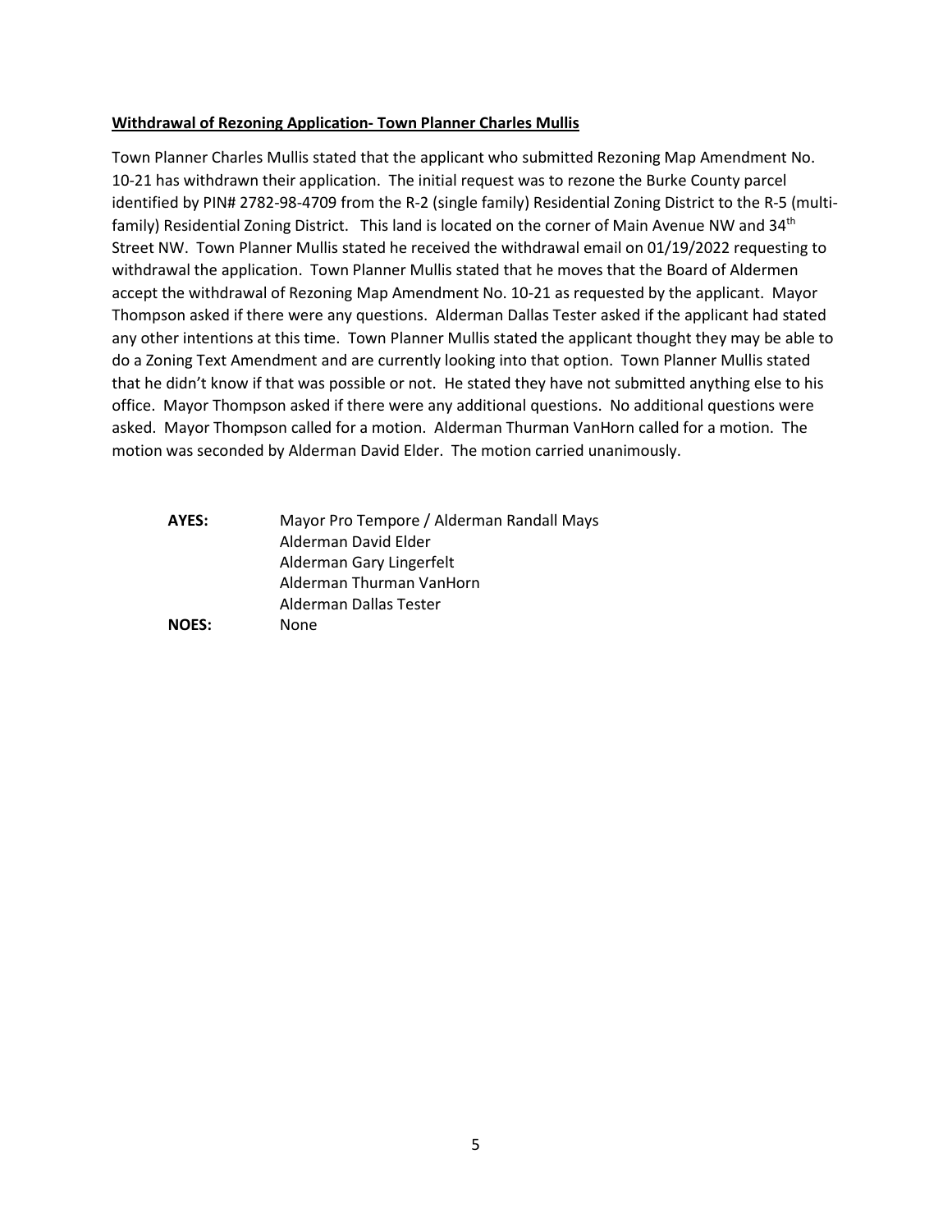**Withdrawal of Rezoning Application- Town Planner Charles Mullis**

Town Planner Charles Mullis stated that the applicant who submitted Rezoning Map Amendment No. 10-21 has withdrawn their application. The initial request was to rezone the Burke County parcel identified by PIN# 2782-98-4709 from the R-2 (single family) Residential Zoning District to the R-5 (multi-family) Residential Zoning District. This land is located on the corner of Main Avenue NW and 34th Street NW. Town Planner Mullis stated he received the withdrawal email on 01/19/2022 requesting to withdrawal the application. Town Planner Mullis stated that he moves that the Board of Aldermen accept the withdrawal of Rezoning Map Amendment No. 10-21 as requested by the applicant. Mayor Thompson asked if there were any questions. Alderman Dallas Tester asked if the applicant had stated any other intentions at this time. Town Planner Mullis stated the applicant thought they may be able to do a Zoning Text Amendment and are currently looking into that option. Town Planner Mullis stated that he didn't know if that was possible or not. He stated they have not submitted anything else to his office. Mayor Thompson asked if there were any additional questions. No additional questions were asked. Mayor Thompson called for a motion. Alderman Thurman VanHorn called for a motion. The motion was seconded by Alderman David Elder. The motion carried unanimously.

**AYES:** Mayor Pro Tempore / Alderman Randall Mays
Alderman David Elder
Alderman Gary Lingerfelt
Alderman Thurman VanHorn
Alderman Dallas Tester

**NOES:** None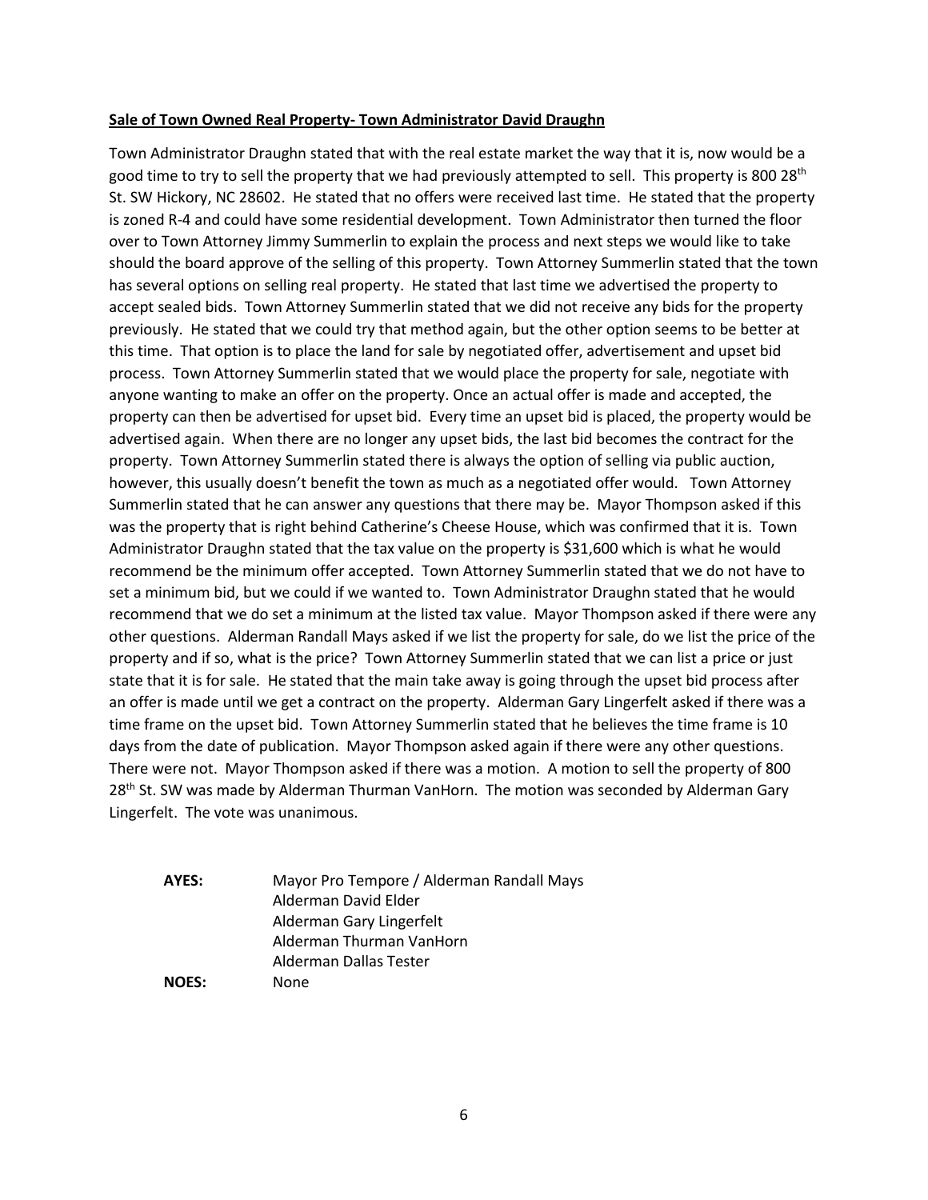**Sale of Town Owned Real Property- Town Administrator David Draughn**

Town Administrator Draughn stated that with the real estate market the way that it is, now would be a good time to try to sell the property that we had previously attempted to sell. This property is 800 28th St. SW Hickory, NC 28602. He stated that no offers were received last time. He stated that the property is zoned R-4 and could have some residential development. Town Administrator then turned the floor over to Town Attorney Jimmy Summerlin to explain the process and next steps we would like to take should the board approve of the selling of this property. Town Attorney Summerlin stated that the town has several options on selling real property. He stated that last time we advertised the property to accept sealed bids. Town Attorney Summerlin stated that we did not receive any bids for the property previously. He stated that we could try that method again, but the other option seems to be better at this time. That option is to place the land for sale by negotiated offer, advertisement and upset bid process. Town Attorney Summerlin stated that we would place the property for sale, negotiate with anyone wanting to make an offer on the property. Once an actual offer is made and accepted, the property can then be advertised for upset bid. Every time an upset bid is placed, the property would be advertised again. When there are no longer any upset bids, the last bid becomes the contract for the property. Town Attorney Summerlin stated there is always the option of selling via public auction, however, this usually doesn't benefit the town as much as a negotiated offer would. Town Attorney Summerlin stated that he can answer any questions that there may be. Mayor Thompson asked if this was the property that is right behind Catherine's Cheese House, which was confirmed that it is. Town Administrator Draughn stated that the tax value on the property is $31,600 which is what he would recommend be the minimum offer accepted. Town Attorney Summerlin stated that we do not have to set a minimum bid, but we could if we wanted to. Town Administrator Draughn stated that he would recommend that we do set a minimum at the listed tax value. Mayor Thompson asked if there were any other questions. Alderman Randall Mays asked if we list the property for sale, do we list the price of the property and if so, what is the price? Town Attorney Summerlin stated that we can list a price or just state that it is for sale. He stated that the main take away is going through the upset bid process after an offer is made until we get a contract on the property. Alderman Gary Lingerfelt asked if there was a time frame on the upset bid. Town Attorney Summerlin stated that he believes the time frame is 10 days from the date of publication. Mayor Thompson asked again if there were any other questions. There were not. Mayor Thompson asked if there was a motion. A motion to sell the property of 800 28th St. SW was made by Alderman Thurman VanHorn. The motion was seconded by Alderman Gary Lingerfelt. The vote was unanimous.

**AYES:** Mayor Pro Tempore / Alderman Randall Mays
Alderman David Elder
Alderman Gary Lingerfelt
Alderman Thurman VanHorn
Alderman Dallas Tester

**NOES:** None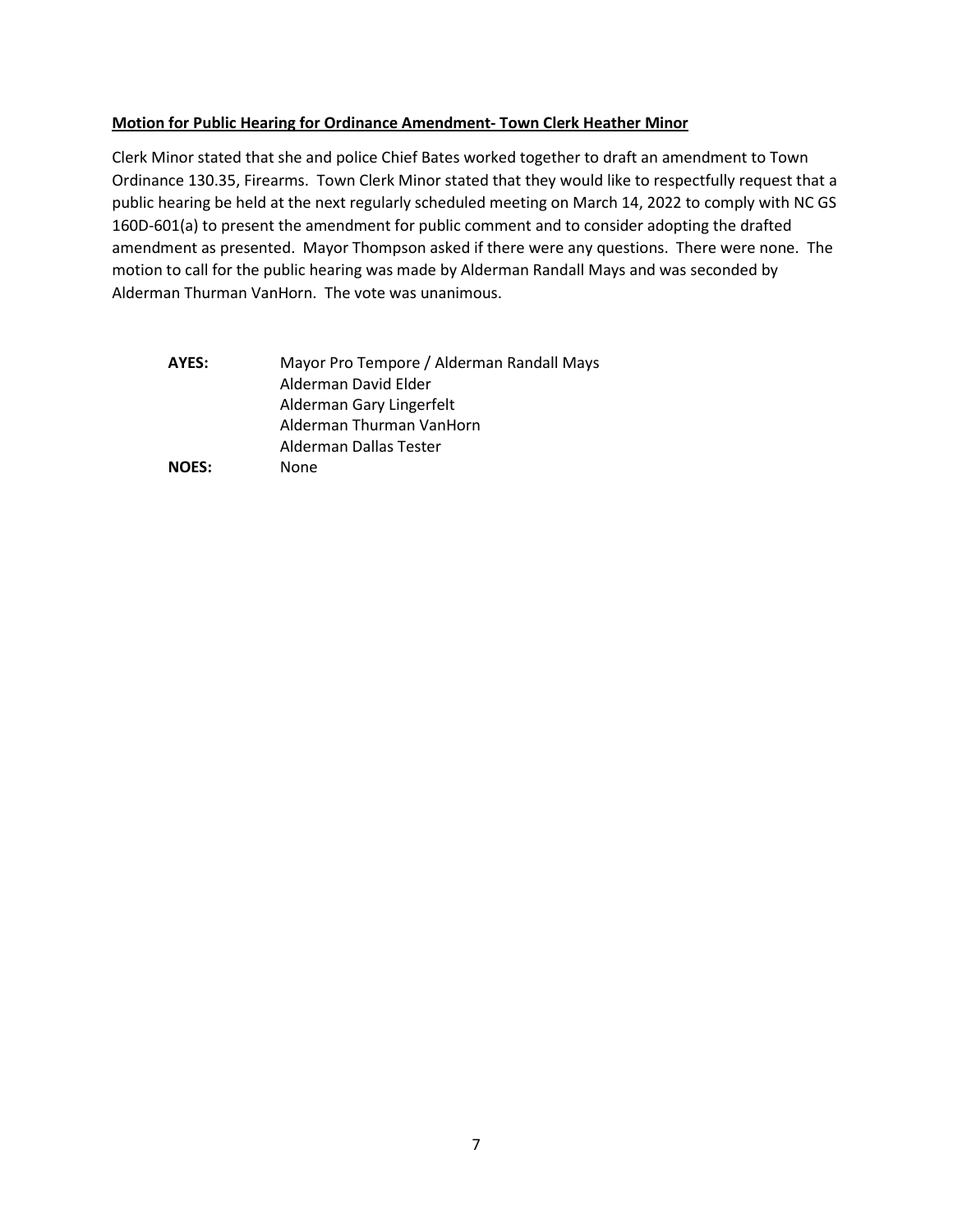**Motion for Public Hearing for Ordinance Amendment- Town Clerk Heather Minor**

Clerk Minor stated that she and police Chief Bates worked together to draft an amendment to Town Ordinance 130.35, Firearms. Town Clerk Minor stated that they would like to respectfully request that a public hearing be held at the next regularly scheduled meeting on March 14, 2022 to comply with NC GS 160D-601(a) to present the amendment for public comment and to consider adopting the drafted amendment as presented. Mayor Thompson asked if there were any questions. There were none. The motion to call for the public hearing was made by Alderman Randall Mays and was seconded by Alderman Thurman VanHorn. The vote was unanimous.

**AYES:** Mayor Pro Tempore / Alderman Randall Mays
Alderman David Elder
Alderman Gary Lingerfelt
Alderman Thurman VanHorn
Alderman Dallas Tester

**NOES:** None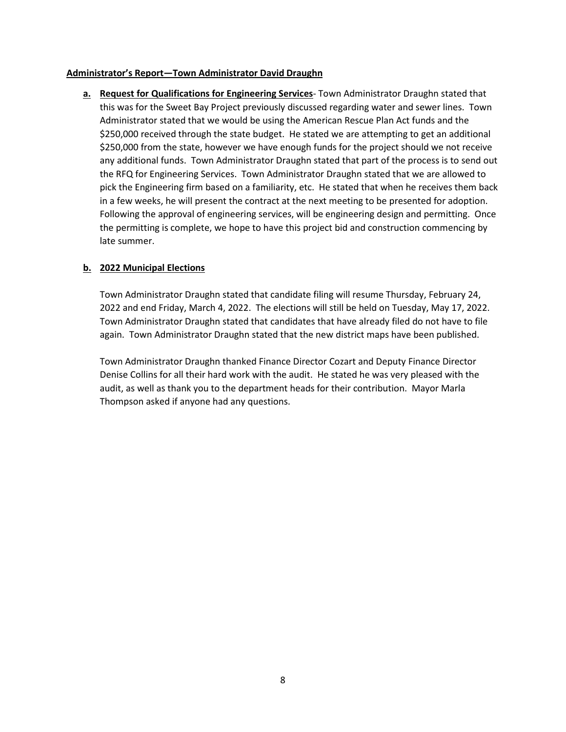**Administrator's Report—Town Administrator David Draughn**

**a. Request for Qualifications for Engineering Services**- Town Administrator Draughn stated that this was for the Sweet Bay Project previously discussed regarding water and sewer lines. Town Administrator stated that we would be using the American Rescue Plan Act funds and the $250,000 received through the state budget. He stated we are attempting to get an additional $250,000 from the state, however we have enough funds for the project should we not receive any additional funds. Town Administrator Draughn stated that part of the process is to send out the RFQ for Engineering Services. Town Administrator Draughn stated that we are allowed to pick the Engineering firm based on a familiarity, etc. He stated that when he receives them back in a few weeks, he will present the contract at the next meeting to be presented for adoption. Following the approval of engineering services, will be engineering design and permitting. Once the permitting is complete, we hope to have this project bid and construction commencing by late summer.

**b. 2022 Municipal Elections**

Town Administrator Draughn stated that candidate filing will resume Thursday, February 24, 2022 and end Friday, March 4, 2022. The elections will still be held on Tuesday, May 17, 2022. Town Administrator Draughn stated that candidates that have already filed do not have to file again. Town Administrator Draughn stated that the new district maps have been published.

Town Administrator Draughn thanked Finance Director Cozart and Deputy Finance Director Denise Collins for all their hard work with the audit. He stated he was very pleased with the audit, as well as thank you to the department heads for their contribution. Mayor Marla Thompson asked if anyone had any questions.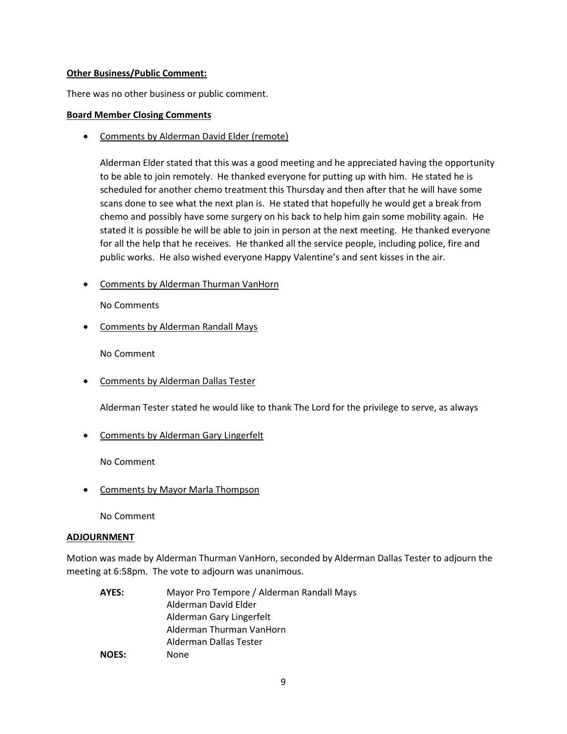**Other Business/Public Comment:**

There was no other business or public comment.

**Board Member Closing Comments**

- Comments by Alderman David Elder (remote)

  Alderman Elder stated that this was a good meeting and he appreciated having the opportunity to be able to join remotely. He thanked everyone for putting up with him. He stated he is scheduled for another chemo treatment this Thursday and then after that he will have some scans done to see what the next plan is. He stated that hopefully he would get a break from chemo and possibly have some surgery on his back to help him gain some mobility again. He stated it is possible he will be able to join in person at the next meeting. He thanked everyone for all the help that he receives. He thanked all the service people, including police, fire and public works. He also wished everyone Happy Valentine's and sent kisses in the air.

- Comments by Alderman Thurman VanHorn

  No Comments

- Comments by Alderman Randall Mays

  No Comment

- Comments by Alderman Dallas Tester

  Alderman Tester stated he would like to thank The Lord for the privilege to serve, as always

- Comments by Alderman Gary Lingerfelt

  No Comment

- Comments by Mayor Marla Thompson

  No Comment

**ADJOURNMENT**

Motion was made by Alderman Thurman VanHorn, seconded by Alderman Dallas Tester to adjourn the meeting at 6:58pm. The vote to adjourn was unanimous.

| | |
|---|---|
| **AYES:** | Mayor Pro Tempore / Alderman Randall Mays |
| | Alderman David Elder |
| | Alderman Gary Lingerfelt |
| | Alderman Thurman VanHorn |
| | Alderman Dallas Tester |
| **NOES:** | None |